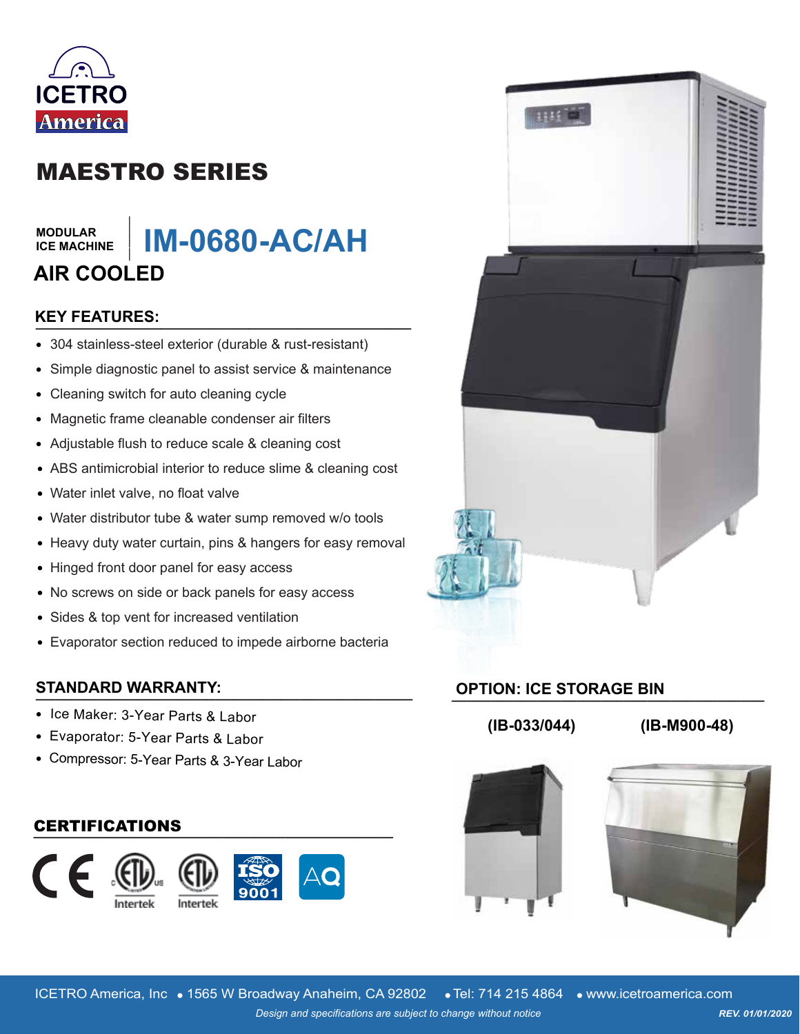ICETRO America

# MAESTRO SERIES

MODULAR ICE MACHINE

## IM-0680-AC/AH

## AIR COOLED

### KEY FEATURES:

- 304 stainless-steel exterior (durable & rust-resistant)
- Simple diagnostic panel to assist service & maintenance
- Cleaning switch for auto cleaning cycle
- Magnetic frame cleanable condenser air filters
- Adjustable flush to reduce scale & cleaning cost
- ABS antimicrobial interior to reduce slime & cleaning cost
- Water inlet valve, no float valve
- Water distributor tube & water sump removed w/o tools
- Heavy duty water curtain, pins & hangers for easy removal
- Hinged front door panel for easy access
- No screws on side or back panels for easy access
- Sides & top vent for increased ventilation
- Evaporator section reduced to impede airborne bacteria

### STANDARD WARRANTY:

- Ice Maker: 3-Year Parts & Labor
- Evaporator: 5-Year Parts & Labor
- Compressor: 5-Year Parts & 3-Year Labor

### CERTIFICATIONS

CE, ETL Intertek, ETL Intertek, ISO 9001, AQ

### OPTION: ICE STORAGE BIN

(IB-033/044) (IB-M900-48)

ICETRO America, Inc • 1565 W Broadway Anaheim, CA 92802 • Tel: 714 215 4864 • www.icetroamerica.com

*Design and specifications are subject to change without notice*

***REV. 01/01/2020***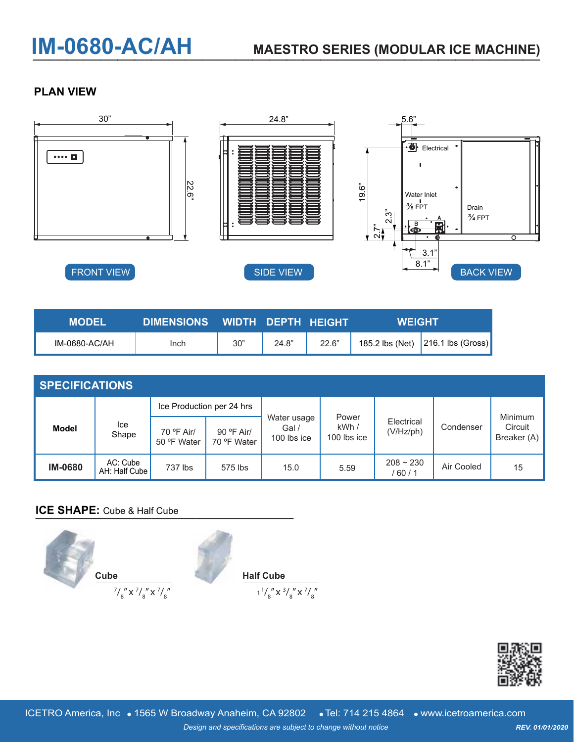# IM-0680-AC/AH

## MAESTRO SERIES (MODULAR ICE MACHINE)

### PLAN VIEW

30"
22.6"
24.8"
5.6"
Electrical
19.6"
Water Inlet
⅜ FPT
Drain
¾ FPT
2.3"
2.7"
A
B
3.1"
8.1"

FRONT VIEW
SIDE VIEW
BACK VIEW

| MODEL | DIMENSIONS | WIDTH | DEPTH | HEIGHT | WEIGHT | |
|---|---|---|---|---|---|---|
| IM-0680-AC/AH | Inch | 30" | 24.8" | 22.6" | 185.2 lbs (Net) | 216.1 lbs (Gross) |

### SPECIFICATIONS

| Model | Ice Shape | Ice Production per 24 hrs | | Water usage Gal / 100 lbs ice | Power kWh / 100 lbs ice | Electrical (V/Hz/ph) | Condenser | Minimum Circuit Breaker (A) |
|---|---|---|---|---|---|---|---|---|
| | | 70 ºF Air/ 50 ºF Water | 90 ºF Air/ 70 ºF Water | | | | | |
| **IM-0680** | AC: Cube AH: Half Cube | 737 lbs | 575 lbs | 15.0 | 5.59 | 208 ~ 230 / 60 / 1 | Air Cooled | 15 |

### ICE SHAPE: Cube & Half Cube

**Cube**

$^7/_8$" x $^7/_8$" x $^7/_8$"

**Half Cube**

$1^1/_8$" x $^3/_8$" x $^7/_8$"

ICETRO America, Inc • 1565 W Broadway Anaheim, CA 92802 • Tel: 714 215 4864 • www.icetroamerica.com

*Design and specifications are subject to change without notice*

***REV. 01/01/2020***